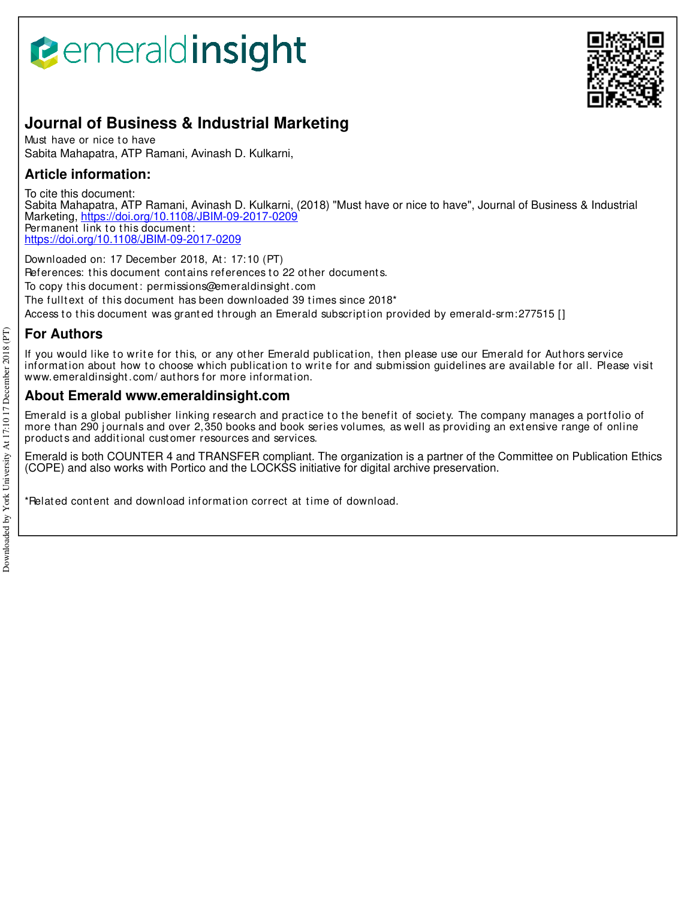# Journal of Business & Industrial Marketing

Must have or nice to have

Sabita Mahapatra, ATP Ramani, Avinash D. Kulkarni,

## Article information:

To cite this document:

Sabita Mahapatra, ATP Ramani, Avinash D. Kulkarni, (2018) "Must have or nice to have", Journal of Business & Industrial Marketing, https://doi.org/10.1108/JBIM-09-2017-0209

Permanent link to this document:

https://doi.org/10.1108/JBIM-09-2017-0209

Downloaded on: 17 December 2018, At: 17:10 (PT)

References: this document contains references to 22 other documents.

To copy this document: permissions@emeraldinsight.com

The fulltext of this document has been downloaded 39 times since 2018*

Access to this document was granted through an Emerald subscription provided by emerald-srm:277515 []

## For Authors

If you would like to write for this, or any other Emerald publication, then please use our Emerald for Authors service information about how to choose which publication to write for and submission guidelines are available for all. Please visit www.emeraldinsight.com/authors for more information.

## About Emerald www.emeraldinsight.com

Emerald is a global publisher linking research and practice to the benefit of society. The company manages a portfolio of more than 290 journals and over 2,350 books and book series volumes, as well as providing an extensive range of online products and additional customer resources and services.

Emerald is both COUNTER 4 and TRANSFER compliant. The organization is a partner of the Committee on Publication Ethics (COPE) and also works with Portico and the LOCKSS initiative for digital archive preservation.

*Related content and download information correct at time of download.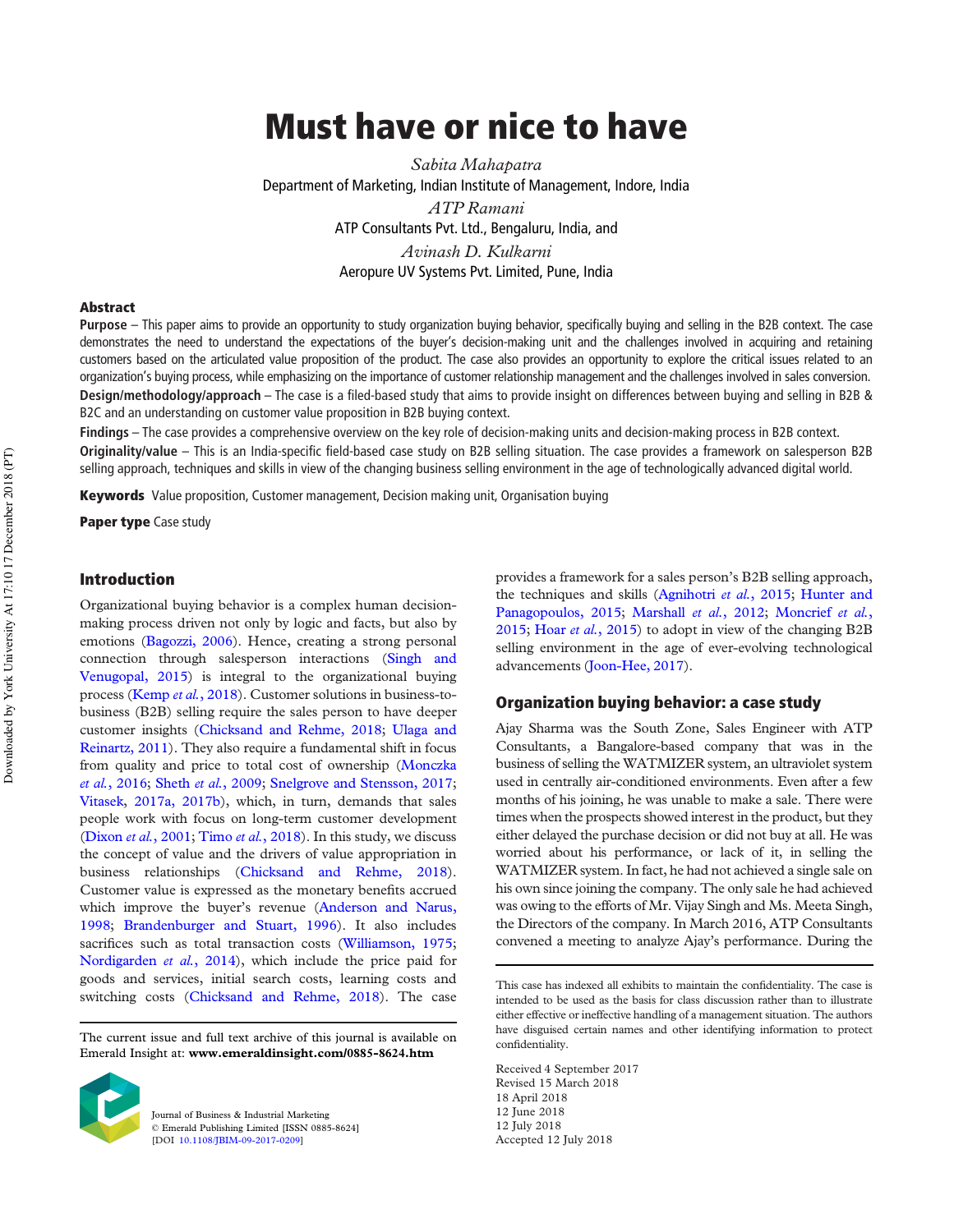# Must have or nice to have

*Sabita Mahapatra*
Department of Marketing, Indian Institute of Management, Indore, India

*ATP Ramani*
ATP Consultants Pvt. Ltd., Bengaluru, India, and

*Avinash D. Kulkarni*
Aeropure UV Systems Pvt. Limited, Pune, India

## Abstract

**Purpose** – This paper aims to provide an opportunity to study organization buying behavior, specifically buying and selling in the B2B context. The case demonstrates the need to understand the expectations of the buyer's decision-making unit and the challenges involved in acquiring and retaining customers based on the articulated value proposition of the product. The case also provides an opportunity to explore the critical issues related to an organization's buying process, while emphasizing on the importance of customer relationship management and the challenges involved in sales conversion.

**Design/methodology/approach** – The case is a filed-based study that aims to provide insight on differences between buying and selling in B2B & B2C and an understanding on customer value proposition in B2B buying context.

**Findings** – The case provides a comprehensive overview on the key role of decision-making units and decision-making process in B2B context.

**Originality/value** – This is an India-specific field-based case study on B2B selling situation. The case provides a framework on salesperson B2B selling approach, techniques and skills in view of the changing business selling environment in the age of technologically advanced digital world.

**Keywords** Value proposition, Customer management, Decision making unit, Organisation buying

**Paper type** Case study

## Introduction

Organizational buying behavior is a complex human decision-making process driven not only by logic and facts, but also by emotions (Bagozzi, 2006). Hence, creating a strong personal connection through salesperson interactions (Singh and Venugopal, 2015) is integral to the organizational buying process (Kemp *et al.*, 2018). Customer solutions in business-to-business (B2B) selling require the sales person to have deeper customer insights (Chicksand and Rehme, 2018; Ulaga and Reinartz, 2011). They also require a fundamental shift in focus from quality and price to total cost of ownership (Monczka *et al.*, 2016; Sheth *et al.*, 2009; Snelgrove and Stensson, 2017; Vitasek, 2017a, 2017b), which, in turn, demands that sales people work with focus on long-term customer development (Dixon *et al.*, 2001; Timo *et al.*, 2018). In this study, we discuss the concept of value and the drivers of value appropriation in business relationships (Chicksand and Rehme, 2018). Customer value is expressed as the monetary benefits accrued which improve the buyer's revenue (Anderson and Narus, 1998; Brandenburger and Stuart, 1996). It also includes sacrifices such as total transaction costs (Williamson, 1975; Nordigarden *et al.*, 2014), which include the price paid for goods and services, initial search costs, learning costs and switching costs (Chicksand and Rehme, 2018). The case provides a framework for a sales person's B2B selling approach, the techniques and skills (Agnihotri *et al.*, 2015; Hunter and Panagopoulos, 2015; Marshall *et al.*, 2012; Moncrief *et al.*, 2015; Hoar *et al.*, 2015) to adopt in view of the changing B2B selling environment in the age of ever-evolving technological advancements (Joon-Hee, 2017).

## Organization buying behavior: a case study

Ajay Sharma was the South Zone, Sales Engineer with ATP Consultants, a Bangalore-based company that was in the business of selling the WATMIZER system, an ultraviolet system used in centrally air-conditioned environments. Even after a few months of his joining, he was unable to make a sale. There were times when the prospects showed interest in the product, but they either delayed the purchase decision or did not buy at all. He was worried about his performance, or lack of it, in selling the WATMIZER system. In fact, he had not achieved a single sale on his own since joining the company. The only sale he had achieved was owing to the efforts of Mr. Vijay Singh and Ms. Meeta Singh, the Directors of the company. In March 2016, ATP Consultants convened a meeting to analyze Ajay's performance. During the

The current issue and full text archive of this journal is available on Emerald Insight at: **www.emeraldinsight.com/0885-8624.htm**

This case has indexed all exhibits to maintain the confidentiality. The case is intended to be used as the basis for class discussion rather than to illustrate either effective or ineffective handling of a management situation. The authors have disguised certain names and other identifying information to protect confidentiality.

Received 4 September 2017
Revised 15 March 2018
18 April 2018
12 June 2018
12 July 2018
Accepted 12 July 2018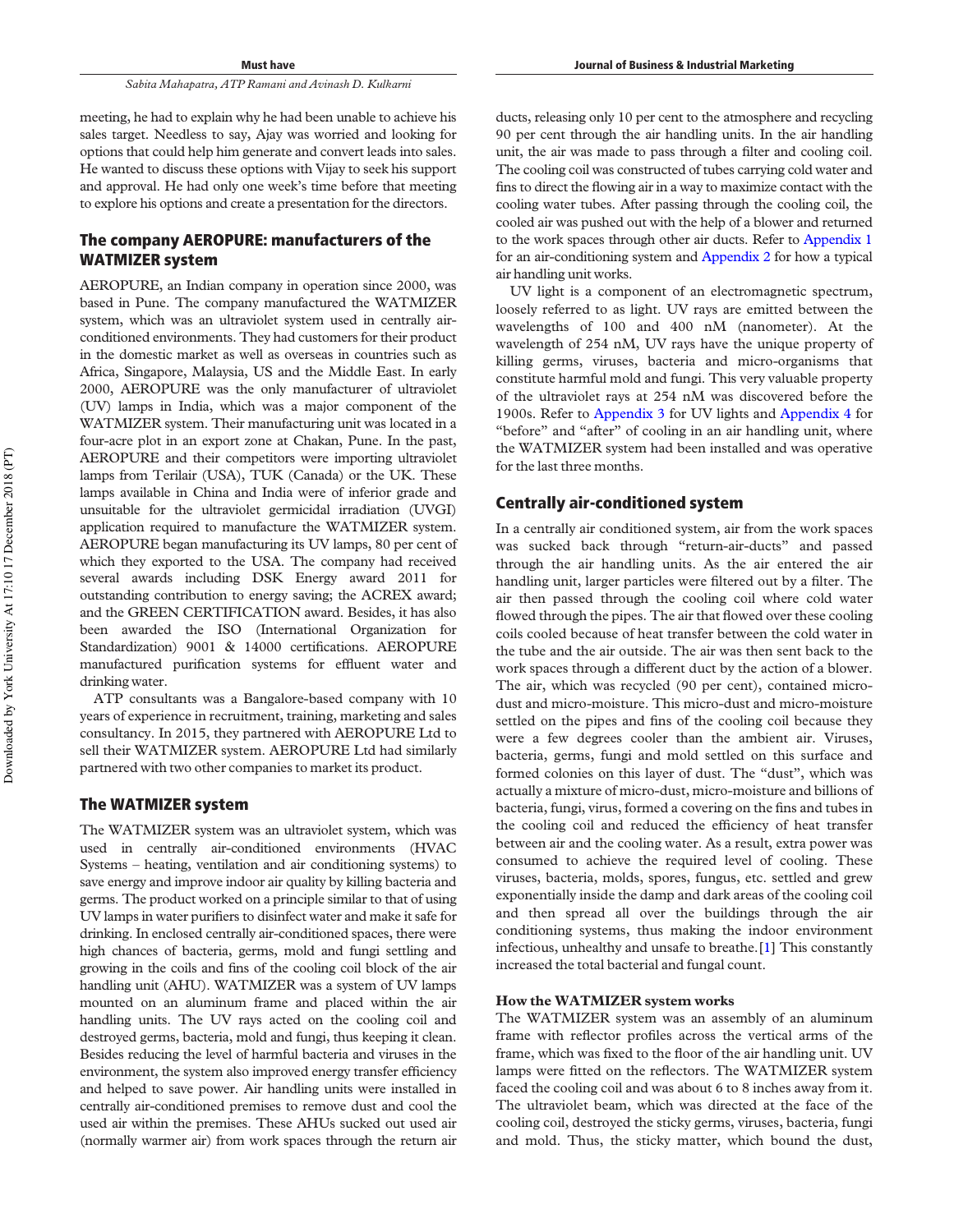meeting, he had to explain why he had been unable to achieve his sales target. Needless to say, Ajay was worried and looking for options that could help him generate and convert leads into sales. He wanted to discuss these options with Vijay to seek his support and approval. He had only one week's time before that meeting to explore his options and create a presentation for the directors.

## The company AEROPURE: manufacturers of the WATMIZER system

AEROPURE, an Indian company in operation since 2000, was based in Pune. The company manufactured the WATMIZER system, which was an ultraviolet system used in centrally air-conditioned environments. They had customers for their product in the domestic market as well as overseas in countries such as Africa, Singapore, Malaysia, US and the Middle East. In early 2000, AEROPURE was the only manufacturer of ultraviolet (UV) lamps in India, which was a major component of the WATMIZER system. Their manufacturing unit was located in a four-acre plot in an export zone at Chakan, Pune. In the past, AEROPURE and their competitors were importing ultraviolet lamps from Terilair (USA), TUK (Canada) or the UK. These lamps available in China and India were of inferior grade and unsuitable for the ultraviolet germicidal irradiation (UVGI) application required to manufacture the WATMIZER system. AEROPURE began manufacturing its UV lamps, 80 per cent of which they exported to the USA. The company had received several awards including DSK Energy award 2011 for outstanding contribution to energy saving; the ACREX award; and the GREEN CERTIFICATION award. Besides, it has also been awarded the ISO (International Organization for Standardization) 9001 & 14000 certifications. AEROPURE manufactured purification systems for effluent water and drinking water.

ATP consultants was a Bangalore-based company with 10 years of experience in recruitment, training, marketing and sales consultancy. In 2015, they partnered with AEROPURE Ltd to sell their WATMIZER system. AEROPURE Ltd had similarly partnered with two other companies to market its product.

## The WATMIZER system

The WATMIZER system was an ultraviolet system, which was used in centrally air-conditioned environments (HVAC Systems – heating, ventilation and air conditioning systems) to save energy and improve indoor air quality by killing bacteria and germs. The product worked on a principle similar to that of using UV lamps in water purifiers to disinfect water and make it safe for drinking. In enclosed centrally air-conditioned spaces, there were high chances of bacteria, germs, mold and fungi settling and growing in the coils and fins of the cooling coil block of the air handling unit (AHU). WATMIZER was a system of UV lamps mounted on an aluminum frame and placed within the air handling units. The UV rays acted on the cooling coil and destroyed germs, bacteria, mold and fungi, thus keeping it clean. Besides reducing the level of harmful bacteria and viruses in the environment, the system also improved energy transfer efficiency and helped to save power. Air handling units were installed in centrally air-conditioned premises to remove dust and cool the used air within the premises. These AHUs sucked out used air (normally warmer air) from work spaces through the return air ducts, releasing only 10 per cent to the atmosphere and recycling 90 per cent through the air handling units. In the air handling unit, the air was made to pass through a filter and cooling coil. The cooling coil was constructed of tubes carrying cold water and fins to direct the flowing air in a way to maximize contact with the cooling water tubes. After passing through the cooling coil, the cooled air was pushed out with the help of a blower and returned to the work spaces through other air ducts. Refer to Appendix 1 for an air-conditioning system and Appendix 2 for how a typical air handling unit works.

UV light is a component of an electromagnetic spectrum, loosely referred to as light. UV rays are emitted between the wavelengths of 100 and 400 nM (nanometer). At the wavelength of 254 nM, UV rays have the unique property of killing germs, viruses, bacteria and micro-organisms that constitute harmful mold and fungi. This very valuable property of the ultraviolet rays at 254 nM was discovered before the 1900s. Refer to Appendix 3 for UV lights and Appendix 4 for "before" and "after" of cooling in an air handling unit, where the WATMIZER system had been installed and was operative for the last three months.

## Centrally air-conditioned system

In a centrally air conditioned system, air from the work spaces was sucked back through "return-air-ducts" and passed through the air handling units. As the air entered the air handling unit, larger particles were filtered out by a filter. The air then passed through the cooling coil where cold water flowed through the pipes. The air that flowed over these cooling coils cooled because of heat transfer between the cold water in the tube and the air outside. The air was then sent back to the work spaces through a different duct by the action of a blower. The air, which was recycled (90 per cent), contained micro-dust and micro-moisture. This micro-dust and micro-moisture settled on the pipes and fins of the cooling coil because they were a few degrees cooler than the ambient air. Viruses, bacteria, germs, fungi and mold settled on this surface and formed colonies on this layer of dust. The "dust", which was actually a mixture of micro-dust, micro-moisture and billions of bacteria, fungi, virus, formed a covering on the fins and tubes in the cooling coil and reduced the efficiency of heat transfer between air and the cooling water. As a result, extra power was consumed to achieve the required level of cooling. These viruses, bacteria, molds, spores, fungus, etc. settled and grew exponentially inside the damp and dark areas of the cooling coil and then spread all over the buildings through the air conditioning systems, thus making the indoor environment infectious, unhealthy and unsafe to breathe.[1] This constantly increased the total bacterial and fungal count.

### How the WATMIZER system works

The WATMIZER system was an assembly of an aluminum frame with reflector profiles across the vertical arms of the frame, which was fixed to the floor of the air handling unit. UV lamps were fitted on the reflectors. The WATMIZER system faced the cooling coil and was about 6 to 8 inches away from it. The ultraviolet beam, which was directed at the face of the cooling coil, destroyed the sticky germs, viruses, bacteria, fungi and mold. Thus, the sticky matter, which bound the dust,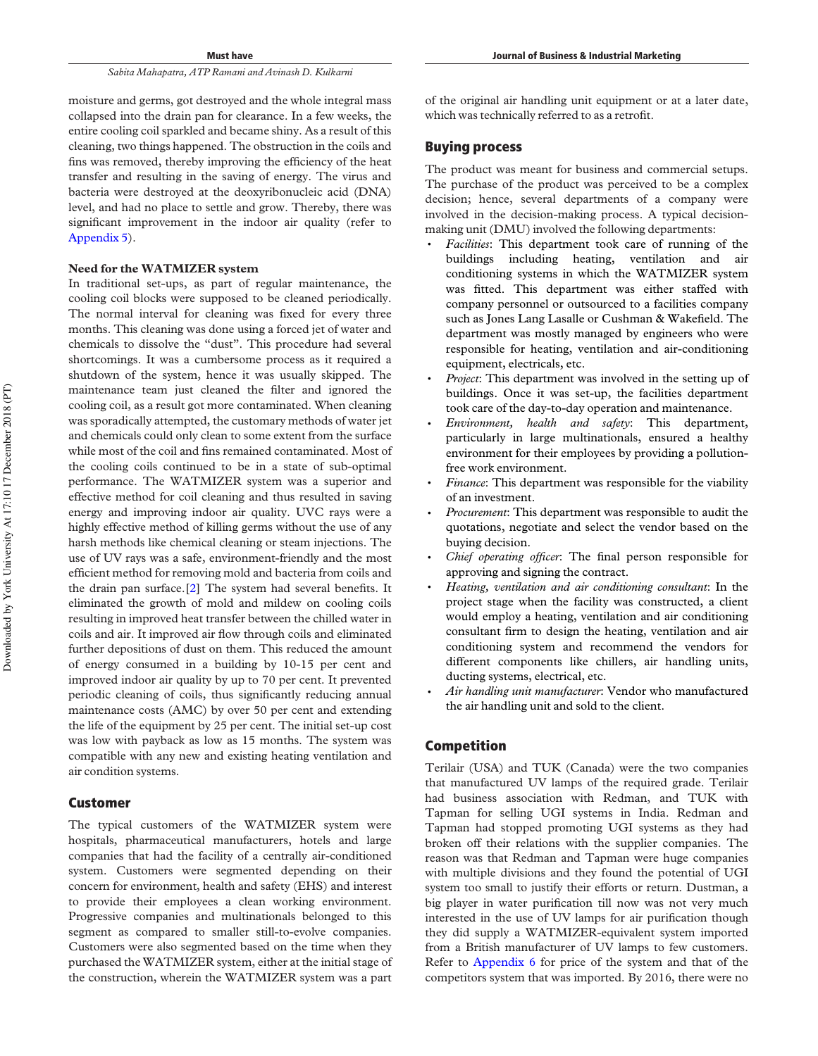moisture and germs, got destroyed and the whole integral mass collapsed into the drain pan for clearance. In a few weeks, the entire cooling coil sparkled and became shiny. As a result of this cleaning, two things happened. The obstruction in the coils and fins was removed, thereby improving the efficiency of the heat transfer and resulting in the saving of energy. The virus and bacteria were destroyed at the deoxyribonucleic acid (DNA) level, and had no place to settle and grow. Thereby, there was significant improvement in the indoor air quality (refer to Appendix 5).

### Need for the WATMIZER system

In traditional set-ups, as part of regular maintenance, the cooling coil blocks were supposed to be cleaned periodically. The normal interval for cleaning was fixed for every three months. This cleaning was done using a forced jet of water and chemicals to dissolve the "dust". This procedure had several shortcomings. It was a cumbersome process as it required a shutdown of the system, hence it was usually skipped. The maintenance team just cleaned the filter and ignored the cooling coil, as a result got more contaminated. When cleaning was sporadically attempted, the customary methods of water jet and chemicals could only clean to some extent from the surface while most of the coil and fins remained contaminated. Most of the cooling coils continued to be in a state of sub-optimal performance. The WATMIZER system was a superior and effective method for coil cleaning and thus resulted in saving energy and improving indoor air quality. UVC rays were a highly effective method of killing germs without the use of any harsh methods like chemical cleaning or steam injections. The use of UV rays was a safe, environment-friendly and the most efficient method for removing mold and bacteria from coils and the drain pan surface.[2] The system had several benefits. It eliminated the growth of mold and mildew on cooling coils resulting in improved heat transfer between the chilled water in coils and air. It improved air flow through coils and eliminated further depositions of dust on them. This reduced the amount of energy consumed in a building by 10-15 per cent and improved indoor air quality by up to 70 per cent. It prevented periodic cleaning of coils, thus significantly reducing annual maintenance costs (AMC) by over 50 per cent and extending the life of the equipment by 25 per cent. The initial set-up cost was low with payback as low as 15 months. The system was compatible with any new and existing heating ventilation and air condition systems.

## Customer

The typical customers of the WATMIZER system were hospitals, pharmaceutical manufacturers, hotels and large companies that had the facility of a centrally air-conditioned system. Customers were segmented depending on their concern for environment, health and safety (EHS) and interest to provide their employees a clean working environment. Progressive companies and multinationals belonged to this segment as compared to smaller still-to-evolve companies. Customers were also segmented based on the time when they purchased the WATMIZER system, either at the initial stage of the construction, wherein the WATMIZER system was a part of the original air handling unit equipment or at a later date, which was technically referred to as a retrofit.

## Buying process

The product was meant for business and commercial setups. The purchase of the product was perceived to be a complex decision; hence, several departments of a company were involved in the decision-making process. A typical decision-making unit (DMU) involved the following departments:

- *Facilities*: This department took care of running of the buildings including heating, ventilation and air conditioning systems in which the WATMIZER system was fitted. This department was either staffed with company personnel or outsourced to a facilities company such as Jones Lang Lasalle or Cushman & Wakefield. The department was mostly managed by engineers who were responsible for heating, ventilation and air-conditioning equipment, electricals, etc.
- *Project*: This department was involved in the setting up of buildings. Once it was set-up, the facilities department took care of the day-to-day operation and maintenance.
- *Environment, health and safety*: This department, particularly in large multinationals, ensured a healthy environment for their employees by providing a pollution-free work environment.
- *Finance*: This department was responsible for the viability of an investment.
- *Procurement*: This department was responsible to audit the quotations, negotiate and select the vendor based on the buying decision.
- *Chief operating officer*: The final person responsible for approving and signing the contract.
- *Heating, ventilation and air conditioning consultant*: In the project stage when the facility was constructed, a client would employ a heating, ventilation and air conditioning consultant firm to design the heating, ventilation and air conditioning system and recommend the vendors for different components like chillers, air handling units, ducting systems, electrical, etc.
- *Air handling unit manufacturer*: Vendor who manufactured the air handling unit and sold to the client.

## Competition

Terilair (USA) and TUK (Canada) were the two companies that manufactured UV lamps of the required grade. Terilair had business association with Redman, and TUK with Tapman for selling UGI systems in India. Redman and Tapman had stopped promoting UGI systems as they had broken off their relations with the supplier companies. The reason was that Redman and Tapman were huge companies with multiple divisions and they found the potential of UGI system too small to justify their efforts or return. Dustman, a big player in water purification till now was not very much interested in the use of UV lamps for air purification though they did supply a WATMIZER-equivalent system imported from a British manufacturer of UV lamps to few customers. Refer to Appendix 6 for price of the system and that of the competitors system that was imported. By 2016, there were no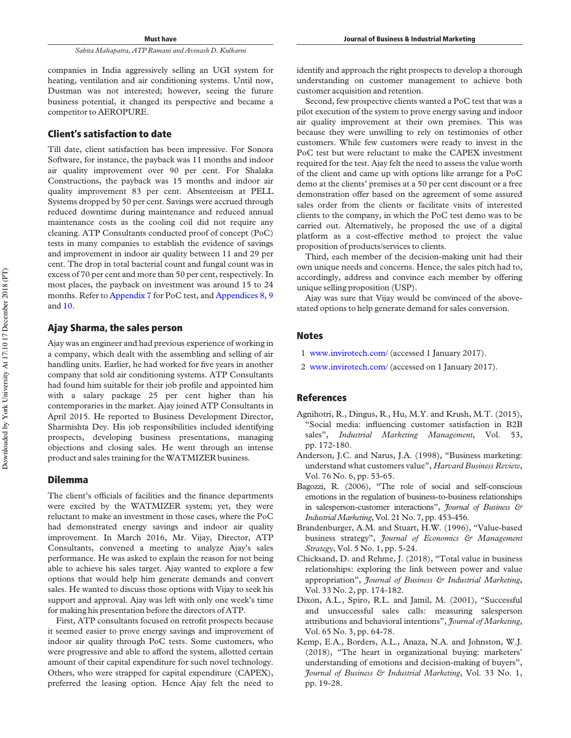companies in India aggressively selling an UGI system for heating, ventilation and air conditioning systems. Until now, Dustman was not interested; however, seeing the future business potential, it changed its perspective and became a competitor to AEROPURE.

## Client's satisfaction to date

Till date, client satisfaction has been impressive. For Sonora Software, for instance, the payback was 11 months and indoor air quality improvement over 90 per cent. For Shalaka Constructions, the payback was 15 months and indoor air quality improvement 83 per cent. Absenteeism at PELL Systems dropped by 50 per cent. Savings were accrued through reduced downtime during maintenance and reduced annual maintenance costs as the cooling coil did not require any cleaning. ATP Consultants conducted proof of concept (PoC) tests in many companies to establish the evidence of savings and improvement in indoor air quality between 11 and 29 per cent. The drop in total bacterial count and fungal count was in excess of 70 per cent and more than 50 per cent, respectively. In most places, the payback on investment was around 15 to 24 months. Refer to Appendix 7 for PoC test, and Appendices 8, 9 and 10.

## Ajay Sharma, the sales person

Ajay was an engineer and had previous experience of working in a company, which dealt with the assembling and selling of air handling units. Earlier, he had worked for five years in another company that sold air conditioning systems. ATP Consultants had found him suitable for their job profile and appointed him with a salary package 25 per cent higher than his contemporaries in the market. Ajay joined ATP Consultants in April 2015. He reported to Business Development Director, Sharmishta Dey. His job responsibilities included identifying prospects, developing business presentations, managing objections and closing sales. He went through an intense product and sales training for the WATMIZER business.

## Dilemma

The client's officials of facilities and the finance departments were excited by the WATMIZER system; yet, they were reluctant to make an investment in those cases, where the PoC had demonstrated energy savings and indoor air quality improvement. In March 2016, Mr. Vijay, Director, ATP Consultants, convened a meeting to analyze Ajay's sales performance. He was asked to explain the reason for not being able to achieve his sales target. Ajay wanted to explore a few options that would help him generate demands and convert sales. He wanted to discuss those options with Vijay to seek his support and approval. Ajay was left with only one week's time for making his presentation before the directors of ATP.

First, ATP consultants focused on retrofit prospects because it seemed easier to prove energy savings and improvement of indoor air quality through PoC tests. Some customers, who were progressive and able to afford the system, allotted certain amount of their capital expenditure for such novel technology. Others, who were strapped for capital expenditure (CAPEX), preferred the leasing option. Hence Ajay felt the need to identify and approach the right prospects to develop a thorough understanding on customer management to achieve both customer acquisition and retention.

Second, few prospective clients wanted a PoC test that was a pilot execution of the system to prove energy saving and indoor air quality improvement at their own premises. This was because they were unwilling to rely on testimonies of other customers. While few customers were ready to invest in the PoC test but were reluctant to make the CAPEX investment required for the test. Ajay felt the need to assess the value worth of the client and came up with options like arrange for a PoC demo at the clients' premises at a 50 per cent discount or a free demonstration offer based on the agreement of some assured sales order from the clients or facilitate visits of interested clients to the company, in which the PoC test demo was to be carried out. Alternatively, he proposed the use of a digital platform as a cost-effective method to project the value proposition of products/services to clients.

Third, each member of the decision-making unit had their own unique needs and concerns. Hence, the sales pitch had to, accordingly, address and convince each member by offering unique selling proposition (USP).

Ajay was sure that Vijay would be convinced of the above-stated options to help generate demand for sales conversion.

## Notes

1. www.invirotech.com/ (accessed 1 January 2017).
2. www.invirotech.com/ (accessed on 1 January 2017).

## References

Agnihotri, R., Dingus, R., Hu, M.Y. and Krush, M.T. (2015), "Social media: influencing customer satisfaction in B2B sales", *Industrial Marketing Management*, Vol. 53, pp. 172-180.

Anderson, J.C. and Narus, J.A. (1998), "Business marketing: understand what customers value", *Harvard Business Review*, Vol. 76 No. 6, pp. 53-65.

Bagozzi, R. (2006), "The role of social and self-conscious emotions in the regulation of business-to-business relationships in salesperson-customer interactions", *Journal of Business & Industrial Marketing*, Vol. 21 No. 7, pp. 453-456.

Brandenburger, A.M. and Stuart, H.W. (1996), "Value-based business strategy", *Journal of Economics & Management Strategy*, Vol. 5 No. 1, pp. 5-24.

Chicksand, D. and Rehme, J. (2018), "Total value in business relationships: exploring the link between power and value appropriation", *Journal of Business & Industrial Marketing*, Vol. 33 No. 2, pp. 174-182.

Dixon, A.L., Spiro, R.L. and Jamil, M. (2001), "Successful and unsuccessful sales calls: measuring salesperson attributions and behavioral intentions", *Journal of Marketing*, Vol. 65 No. 3, pp. 64-78.

Kemp, E.A., Borders, A.L., Anaza, N.A. and Johnston, W.J. (2018), "The heart in organizational buying: marketers' understanding of emotions and decision-making of buyers", *Journal of Business & Industrial Marketing*, Vol. 33 No. 1, pp. 19-28.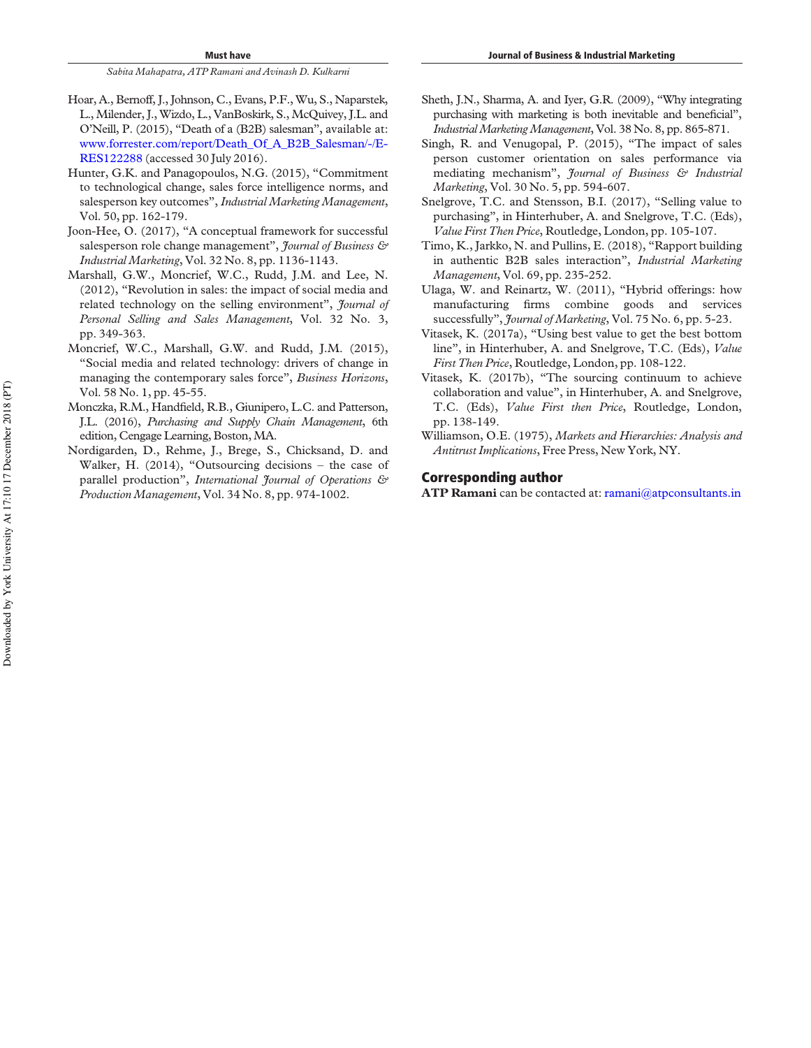Hoar, A., Bernoff, J., Johnson, C., Evans, P.F., Wu, S., Naparstek, L., Milender, J., Wizdo, L., VanBoskirk, S., McQuivey, J.L. and O'Neill, P. (2015), "Death of a (B2B) salesman", available at: www.forrester.com/report/Death_Of_A_B2B_Salesman/-/E-RES122288 (accessed 30 July 2016).

Hunter, G.K. and Panagopoulos, N.G. (2015), "Commitment to technological change, sales force intelligence norms, and salesperson key outcomes", *Industrial Marketing Management*, Vol. 50, pp. 162-179.

Joon-Hee, O. (2017), "A conceptual framework for successful salesperson role change management", *Journal of Business & Industrial Marketing*, Vol. 32 No. 8, pp. 1136-1143.

Marshall, G.W., Moncrief, W.C., Rudd, J.M. and Lee, N. (2012), "Revolution in sales: the impact of social media and related technology on the selling environment", *Journal of Personal Selling and Sales Management*, Vol. 32 No. 3, pp. 349-363.

Moncrief, W.C., Marshall, G.W. and Rudd, J.M. (2015), "Social media and related technology: drivers of change in managing the contemporary sales force", *Business Horizons*, Vol. 58 No. 1, pp. 45-55.

Monczka, R.M., Handfield, R.B., Giunipero, L.C. and Patterson, J.L. (2016), *Purchasing and Supply Chain Management*, 6th edition, Cengage Learning, Boston, MA.

Nordigarden, D., Rehme, J., Brege, S., Chicksand, D. and Walker, H. (2014), "Outsourcing decisions – the case of parallel production", *International Journal of Operations & Production Management*, Vol. 34 No. 8, pp. 974-1002.

Sheth, J.N., Sharma, A. and Iyer, G.R. (2009), "Why integrating purchasing with marketing is both inevitable and beneficial", *Industrial Marketing Management*, Vol. 38 No. 8, pp. 865-871.

Singh, R. and Venugopal, P. (2015), "The impact of sales person customer orientation on sales performance via mediating mechanism", *Journal of Business & Industrial Marketing*, Vol. 30 No. 5, pp. 594-607.

Snelgrove, T.C. and Stensson, B.I. (2017), "Selling value to purchasing", in Hinterhuber, A. and Snelgrove, T.C. (Eds), *Value First Then Price*, Routledge, London, pp. 105-107.

Timo, K., Jarkko, N. and Pullins, E. (2018), "Rapport building in authentic B2B sales interaction", *Industrial Marketing Management*, Vol. 69, pp. 235-252.

Ulaga, W. and Reinartz, W. (2011), "Hybrid offerings: how manufacturing firms combine goods and services successfully", *Journal of Marketing*, Vol. 75 No. 6, pp. 5-23.

Vitasek, K. (2017a), "Using best value to get the best bottom line", in Hinterhuber, A. and Snelgrove, T.C. (Eds), *Value First Then Price*, Routledge, London, pp. 108-122.

Vitasek, K. (2017b), "The sourcing continuum to achieve collaboration and value", in Hinterhuber, A. and Snelgrove, T.C. (Eds), *Value First then Price*, Routledge, London, pp. 138-149.

Williamson, O.E. (1975), *Markets and Hierarchies: Analysis and Antitrust Implications*, Free Press, New York, NY.

## Corresponding author

**ATP Ramani** can be contacted at: ramani@atpconsultants.in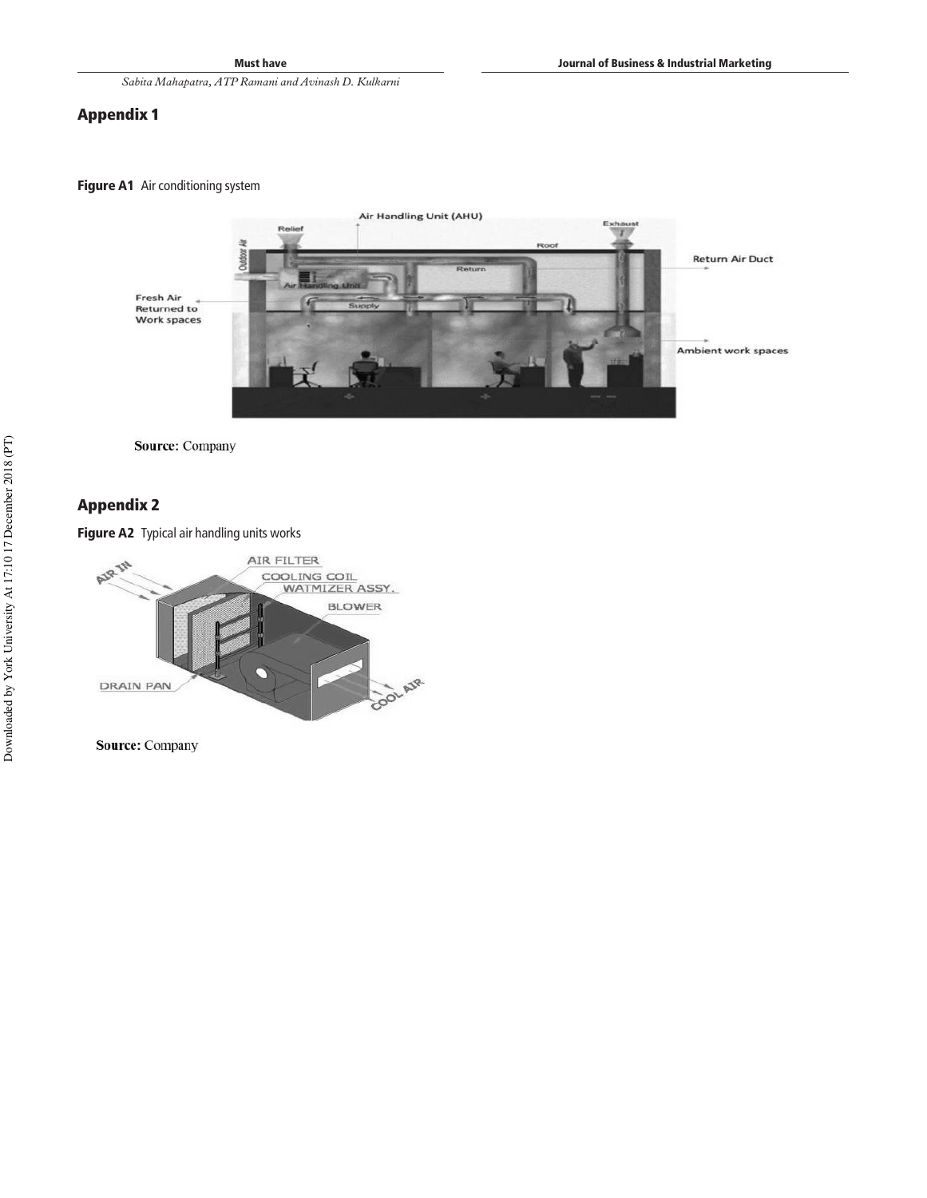## Appendix 1

**Figure A1** Air conditioning system

**Source:** Company

## Appendix 2

**Figure A2** Typical air handling units works

**Source:** Company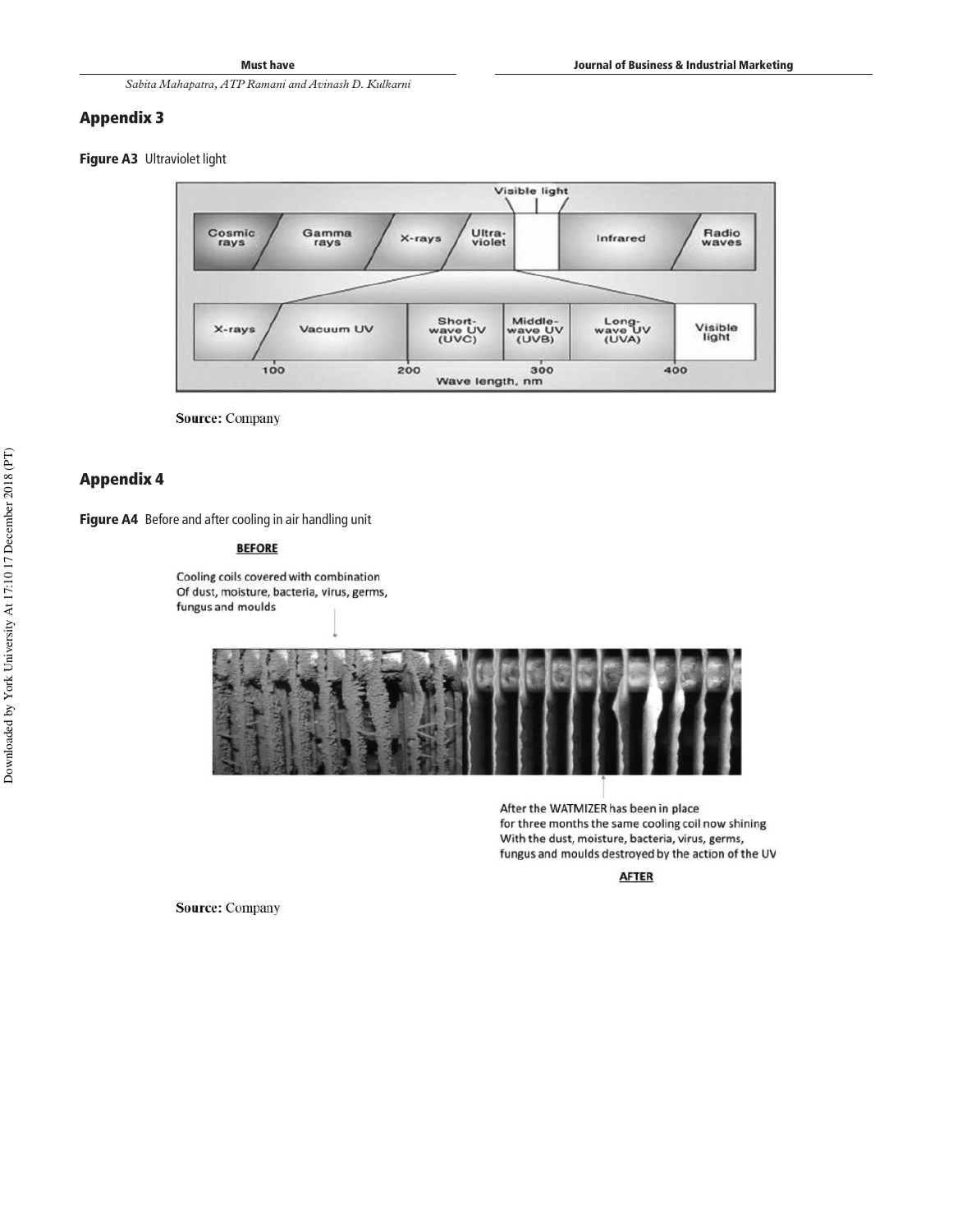## Appendix 3

**Figure A3** Ultraviolet light

Source: Company

## Appendix 4

**Figure A4** Before and after cooling in air handling unit

Source: Company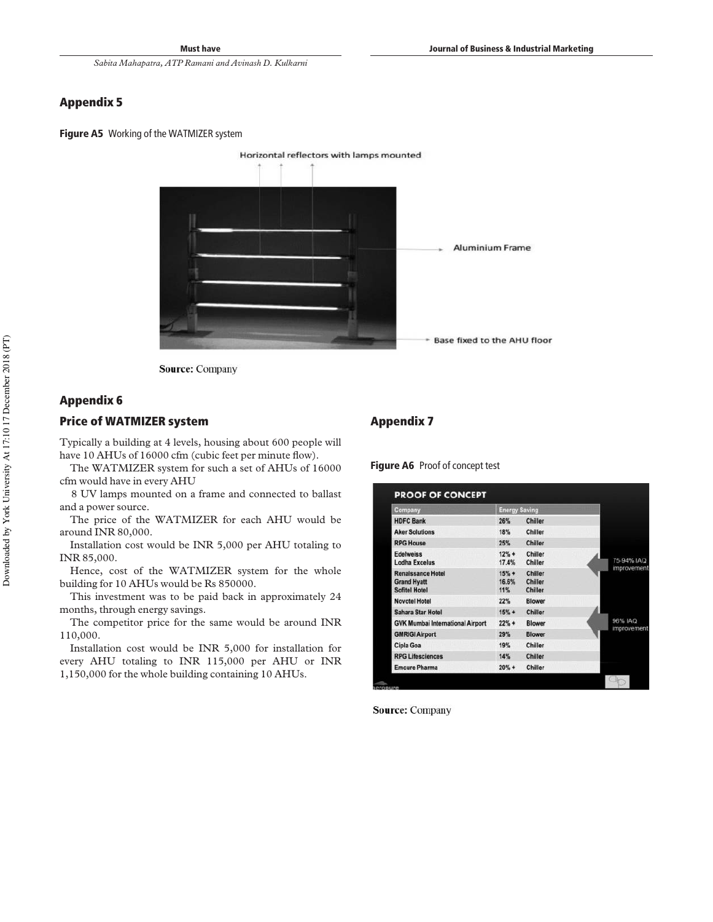## Appendix 5

**Figure A5** Working of the WATMIZER system

Horizontal reflectors with lamps mounted

Aluminium Frame

Base fixed to the AHU floor

**Source:** Company

## Appendix 6

## Price of WATMIZER system

Typically a building at 4 levels, housing about 600 people will have 10 AHUs of 16000 cfm (cubic feet per minute flow).

The WATMIZER system for such a set of AHUs of 16000 cfm would have in every AHU

8 UV lamps mounted on a frame and connected to ballast and a power source.

The price of the WATMIZER for each AHU would be around INR 80,000.

Installation cost would be INR 5,000 per AHU totaling to INR 85,000.

Hence, cost of the WATMIZER system for the whole building for 10 AHUs would be Rs 850000.

This investment was to be paid back in approximately 24 months, through energy savings.

The competitor price for the same would be around INR 110,000.

Installation cost would be INR 5,000 for installation for every AHU totaling to INR 115,000 per AHU or INR 1,150,000 for the whole building containing 10 AHUs.

## Appendix 7

**Figure A6** Proof of concept test

PROOF OF CONCEPT

| Company | Energy Saving | | |
|---|---|---|---|
| HDFC Bank | 26% | Chiller | |
| Aker Solutions | 18% | Chiller | |
| RPG House | 25% | Chiller | |
| Edelweiss<br>Lodha Excelus | 12% +<br>17.4% | Chiller<br>Chiller | 75-94% IAQ improvement |
| Renaissance Hotel<br>Grand Hyatt<br>Sofitel Hotel | 15% +<br>16.6%<br>11% | Chiller<br>Chiller<br>Chiller | |
| Novotel Hotel | 22% | Blower | |
| Sahara Star Hotel | 15% + | Chiller | |
| GVK Mumbai International Airport | 22% + | Blower | 96% IAQ improvement |
| GMRIGI Airport | 29% | Blower | |
| Cipla Goa | 19% | Chiller | |
| RPG Lifesciences | 14% | Chiller | |
| Emcure Pharma | 20% + | Chiller | |

**Source:** Company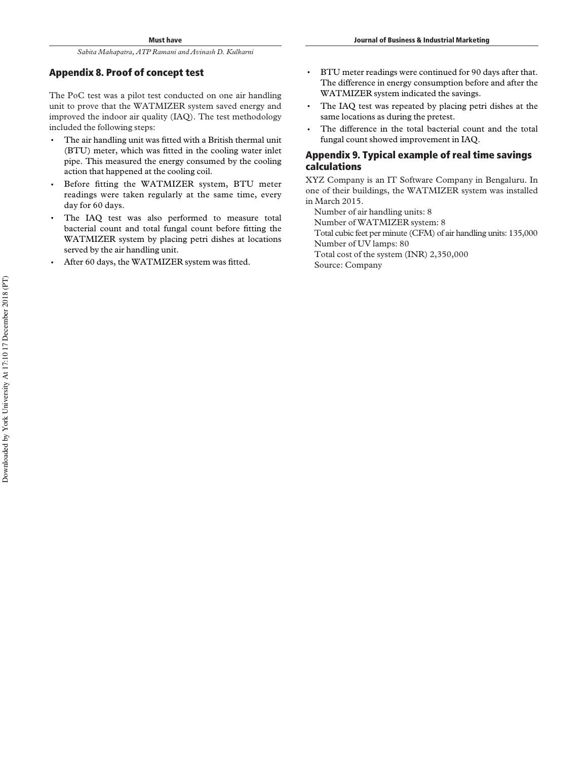## Appendix 8. Proof of concept test

The PoC test was a pilot test conducted on one air handling unit to prove that the WATMIZER system saved energy and improved the indoor air quality (IAQ). The test methodology included the following steps:

- The air handling unit was fitted with a British thermal unit (BTU) meter, which was fitted in the cooling water inlet pipe. This measured the energy consumed by the cooling action that happened at the cooling coil.
- Before fitting the WATMIZER system, BTU meter readings were taken regularly at the same time, every day for 60 days.
- The IAQ test was also performed to measure total bacterial count and total fungal count before fitting the WATMIZER system by placing petri dishes at locations served by the air handling unit.
- After 60 days, the WATMIZER system was fitted.
- BTU meter readings were continued for 90 days after that. The difference in energy consumption before and after the WATMIZER system indicated the savings.
- The IAQ test was repeated by placing petri dishes at the same locations as during the pretest.
- The difference in the total bacterial count and the total fungal count showed improvement in IAQ.

## Appendix 9. Typical example of real time savings calculations

XYZ Company is an IT Software Company in Bengaluru. In one of their buildings, the WATMIZER system was installed in March 2015.

Number of air handling units: 8
Number of WATMIZER system: 8
Total cubic feet per minute (CFM) of air handling units: 135,000
Number of UV lamps: 80
Total cost of the system (INR) 2,350,000
Source: Company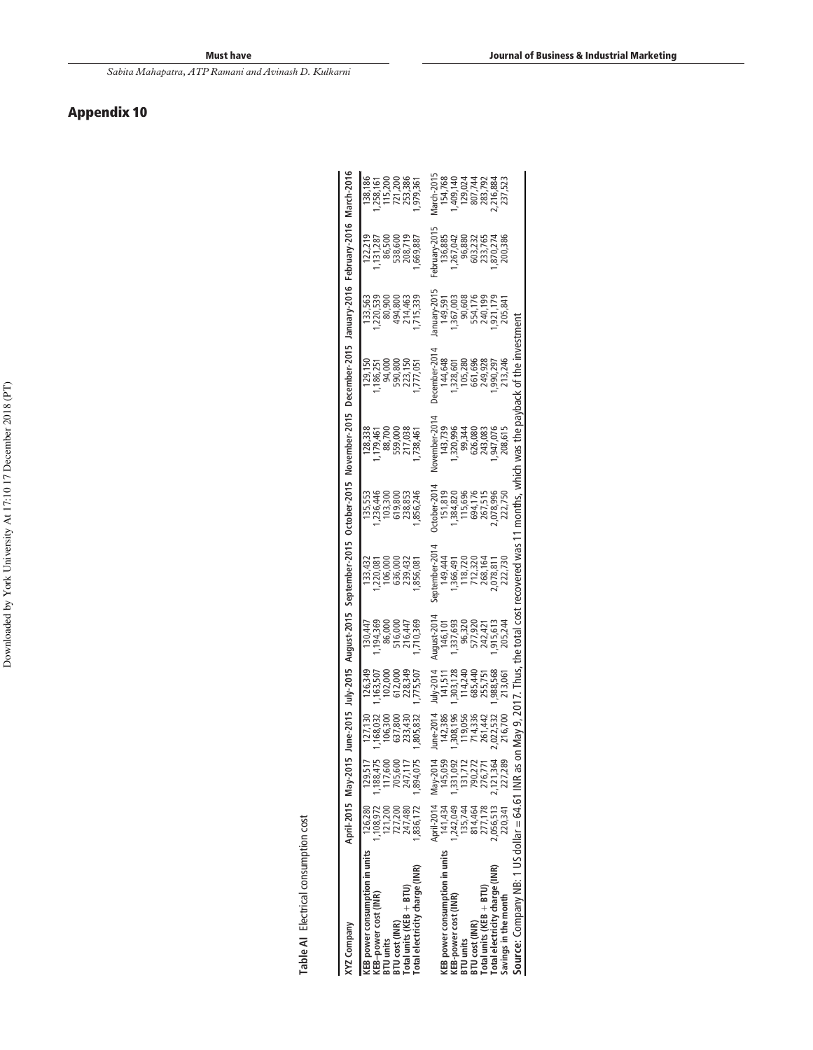## Appendix 10

**Table AI** Electrical consumption cost

| XYZ Company | April-2015 | May-2015 | June-2015 | July-2015 | August-2015 | September-2015 | October-2015 | November-2015 | December-2015 | January-2016 | February-2016 | March-2016 |
|---|---|---|---|---|---|---|---|---|---|---|---|---|
| KEB power consumption in units | 126,280 | 129,517 | 127,130 | 126,349 | 130,447 | 133,432 | 135,553 | 128,338 | 129,150 | 133,563 | 122,219 | 138,186 |
| KEB–power cost (INR) | 1,108,972 | 1,188,475 | 1,168,032 | 1,163,507 | 1,194,369 | 1,220,081 | 1,236,446 | 1,179,461 | 1,186,251 | 1,220,539 | 1,131,287 | 1,258,161 |
| BTU units | 121,200 | 117,600 | 106,300 | 102,000 | 86,000 | 106,000 | 103,300 | 88,700 | 94,000 | 80,900 | 86,500 | 115,200 |
| BTU cost (INR) | 727,200 | 705,600 | 637,800 | 612,000 | 516,000 | 636,000 | 619,800 | 559,000 | 590,800 | 494,800 | 538,600 | 721,200 |
| Total units (KEB + BTU) | 247,480 | 247,117 | 233,430 | 228,349 | 216,447 | 239,432 | 238,853 | 217,038 | 223,150 | 214,463 | 208,719 | 253,386 |
| Total electricity charge (INR) | 1,836,172 | 1,894,075 | 1,805,832 | 1,775,507 | 1,710,369 | 1,856,081 | 1,856,246 | 1,738,461 | 1,777,051 | 1,715,339 | 1,669,887 | 1,979,361 |
| | April-2014 | May-2014 | June-2014 | July-2014 | August-2014 | September-2014 | October-2014 | November-2014 | December-2014 | January-2015 | February-2015 | March-2015 |
| KEB power consumption in units | 141,434 | 145,059 | 142,386 | 141,511 | 146,101 | 149,444 | 151,819 | 143,739 | 144,648 | 149,591 | 136,885 | 154,768 |
| KEB-power cost (INR) | 1,242,049 | 1,331,092 | 1,308,196 | 1,303,128 | 1,337,693 | 1,366,491 | 1,384,820 | 1,320,996 | 1,328,601 | 1,367,003 | 1,267,042 | 1,409,140 |
| BTU units | 135,744 | 131,712 | 119,056 | 114,240 | 96,320 | 118,720 | 115,696 | 99,344 | 105,280 | 90,608 | 96,880 | 129,024 |
| BTU cost (INR) | 814,464 | 790,272 | 714,336 | 685,440 | 577,920 | 712,320 | 694,176 | 626,080 | 661,696 | 554,176 | 603,232 | 807,744 |
| Total units (KEB + BTU) | 277,178 | 276,771 | 261,442 | 255,751 | 242,421 | 268,164 | 267,515 | 243,083 | 249,928 | 240,199 | 233,765 | 283,792 |
| Total electricity charge (INR) | 2,056,513 | 2,121,364 | 2,022,532 | 1,988,568 | 1,915,613 | 2,078,811 | 2,078,996 | 1,947,076 | 1,990,297 | 1,921,179 | 1,870,274 | 2,216,884 |
| Savings in the month | 220,341 | 227,289 | 216,700 | 213,061 | 205,244 | 222,730 | 222,750 | 208,615 | 213,246 | 205,841 | 200,386 | 237,523 |

**Source:** Company NB: 1 US dollar = 64.61 INR as on May 9, 2017. Thus, the total cost recovered was 11 months, which was the payback of the investment